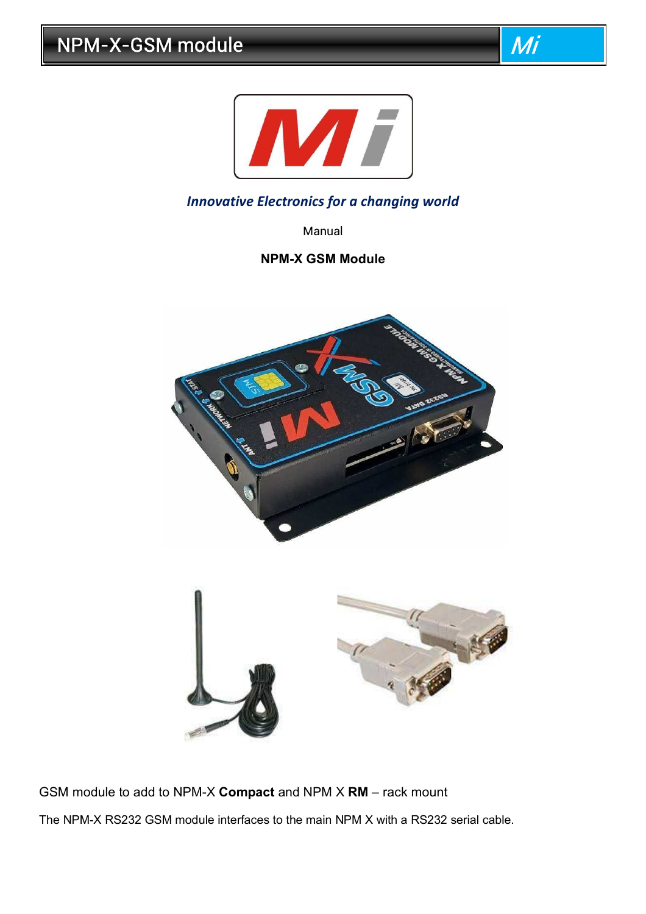# NPM-X-GSM module

*Innovative Electronics for a changing world*

Manual

**NPM-X GSM Module**

GSM module to add to NPM-X **Compact** and NPM X **RM** – rack mount

The NPM-X RS232 GSM module interfaces to the main NPM X with a RS232 serial cable.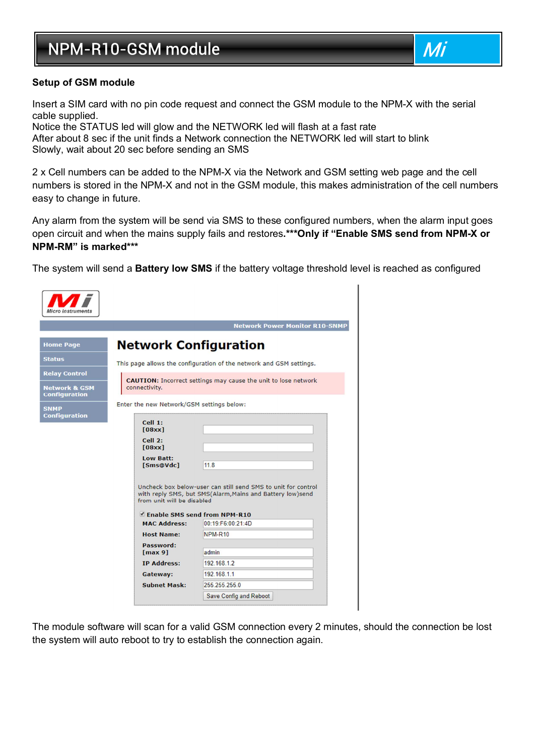**Setup of GSM module**

Insert a SIM card with no pin code request and connect the GSM module to the NPM-X with the serial cable supplied.
Notice the STATUS led will glow and the NETWORK led will flash at a fast rate
After about 8 sec if the unit finds a Network connection the NETWORK led will start to blink
Slowly, wait about 20 sec before sending an SMS

2 x Cell numbers can be added to the NPM-X via the Network and GSM setting web page and the cell numbers is stored in the NPM-X and not in the GSM module, this makes administration of the cell numbers easy to change in future.

Any alarm from the system will be send via SMS to these configured numbers, when the alarm input goes open circuit and when the mains supply fails and restores.**\*\*\*Only if "Enable SMS send from NPM-X or NPM-RM" is marked\*\*\***

The system will send a **Battery low SMS** if the battery voltage threshold level is reached as configured

Micro Instruments

Network Power Monitor R10-SNMP

- Home Page
- Status
- Relay Control
- Network & GSM Configuration
- SNMP Configuration

**Network Configuration**

This page allows the configuration of the network and GSM settings.

**CAUTION:** Incorrect settings may cause the unit to lose network connectivity.

Enter the new Network/GSM settings below:

| | |
|---|---|
| **Cell 1: [08xx]** | |
| **Cell 2: [08xx]** | |
| **Low Batt: [Sms@Vdc]** | 11.8 |

Uncheck box below-user can still send SMS to unit for control with reply SMS, but SMS(Alarm,Mains and Battery low)send from unit will be disabled

☑ **Enable SMS send from NPM-R10**

| | |
|---|---|
| **MAC Address:** | 00:19:F6:00:21:4D |
| **Host Name:** | NPM-R10 |
| **Password: [max 9]** | admin |
| **IP Address:** | 192.168.1.2 |
| **Gateway:** | 192.168.1.1 |
| **Subnet Mask:** | 255.255.255.0 |

Save Config and Reboot

The module software will scan for a valid GSM connection every 2 minutes, should the connection be lost the system will auto reboot to try to establish the connection again.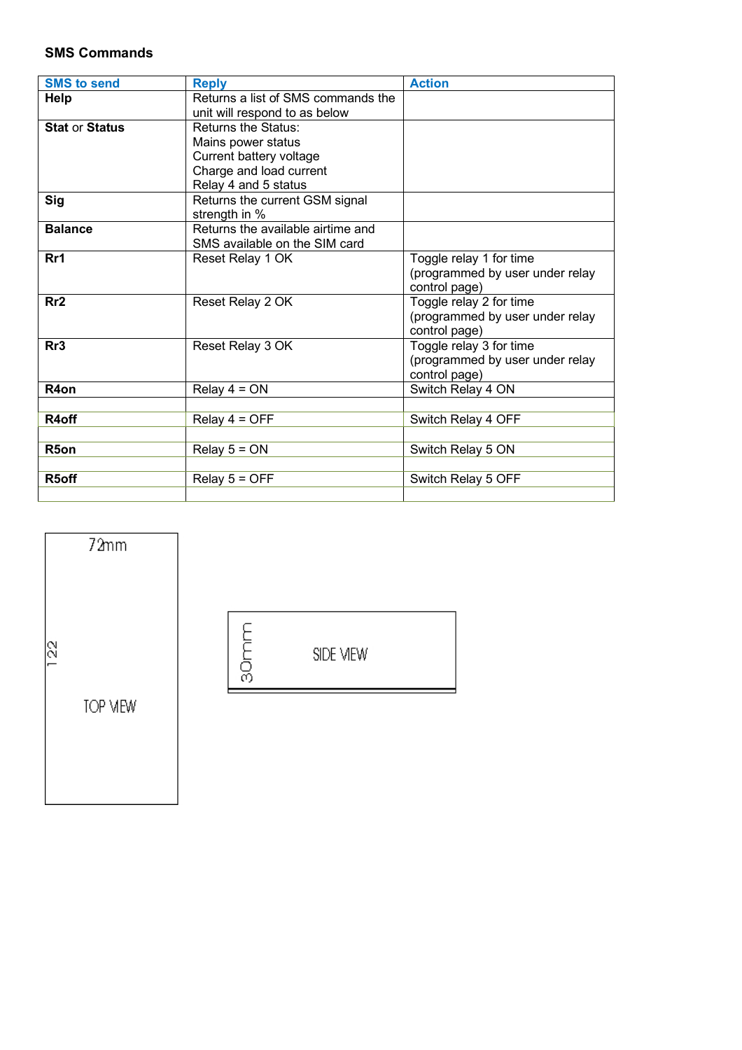### SMS Commands

| SMS to send | Reply | Action |
|---|---|---|
| **Help** | Returns a list of SMS commands the unit will respond to as below | |
| **Stat** or **Status** | Returns the Status:<br>Mains power status<br>Current battery voltage<br>Charge and load current<br>Relay 4 and 5 status | |
| **Sig** | Returns the current GSM signal strength in % | |
| **Balance** | Returns the available airtime and SMS available on the SIM card | |
| **Rr1** | Reset Relay 1 OK | Toggle relay 1 for time (programmed by user under relay control page) |
| **Rr2** | Reset Relay 2 OK | Toggle relay 2 for time (programmed by user under relay control page) |
| **Rr3** | Reset Relay 3 OK | Toggle relay 3 for time (programmed by user under relay control page) |
| **R4on** | Relay 4 = ON | Switch Relay 4 ON |
| | | |
| **R4off** | Relay 4 = OFF | Switch Relay 4 OFF |
| | | |
| **R5on** | Relay 5 = ON | Switch Relay 5 ON |
| | | |
| **R5off** | Relay 5 = OFF | Switch Relay 5 OFF |
| | | |

72mm

122

TOP VIEW

30mm

SIDE VIEW